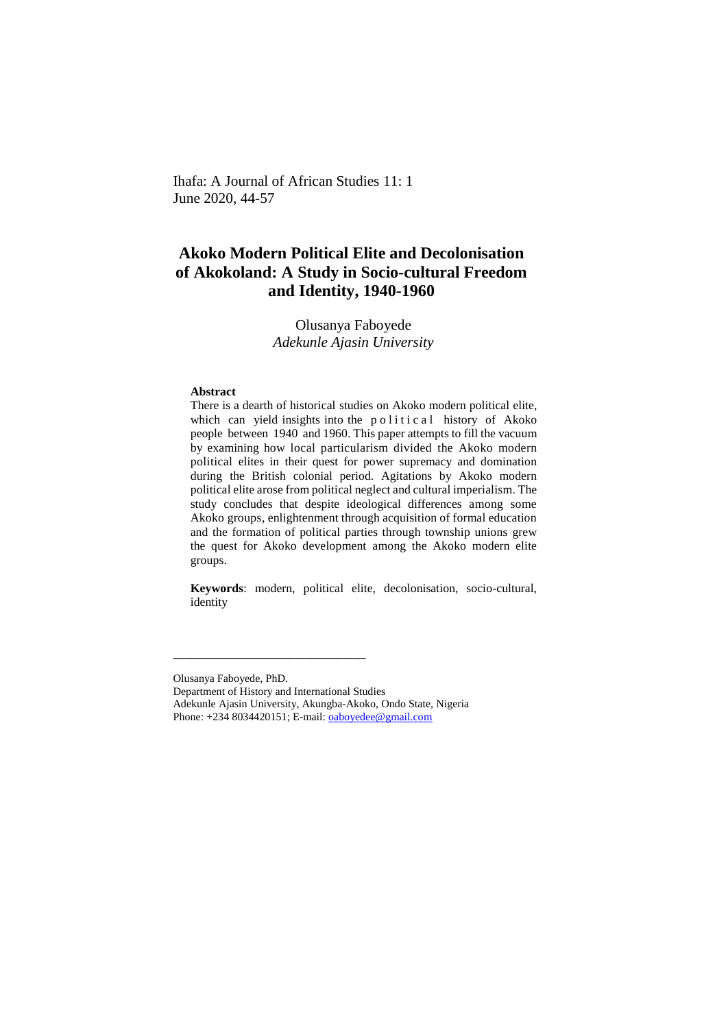# Akoko Modern Political Elite and Decolonisation of Akokoland: A Study in Socio-cultural Freedom and Identity, 1940-1960

Olusanya Faboyede
*Adekunle Ajasin University*

**Abstract**

There is a dearth of historical studies on Akoko modern political elite, which can yield insights into the political history of Akoko people between 1940 and 1960. This paper attempts to fill the vacuum by examining how local particularism divided the Akoko modern political elites in their quest for power supremacy and domination during the British colonial period. Agitations by Akoko modern political elite arose from political neglect and cultural imperialism. The study concludes that despite ideological differences among some Akoko groups, enlightenment through acquisition of formal education and the formation of political parties through township unions grew the quest for Akoko development among the Akoko modern elite groups.

**Keywords**: modern, political elite, decolonisation, socio-cultural, identity

---

Olusanya Faboyede, PhD.
Department of History and International Studies
Adekunle Ajasin University, Akungba-Akoko, Ondo State, Nigeria
Phone: +234 8034420151; E-mail: oaboyedee@gmail.com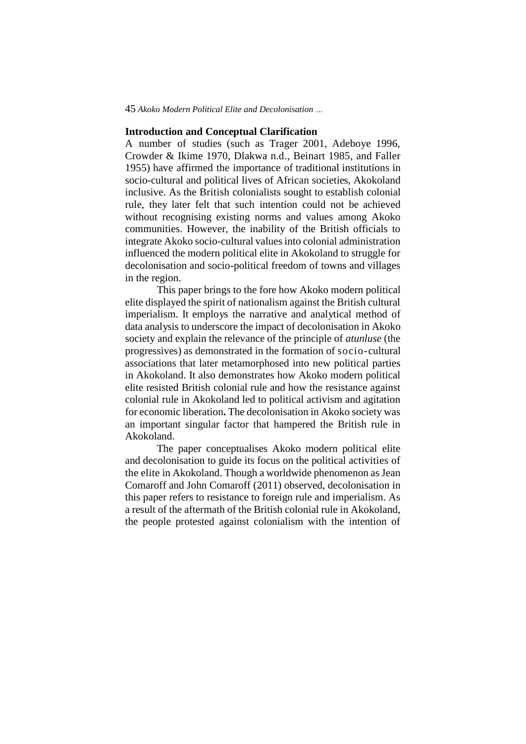## Introduction and Conceptual Clarification

A number of studies (such as Trager 2001, Adeboye 1996, Crowder & Ikime 1970, Dlakwa n.d., Beinart 1985, and Faller 1955) have affirmed the importance of traditional institutions in socio-cultural and political lives of African societies, Akokoland inclusive. As the British colonialists sought to establish colonial rule, they later felt that such intention could not be achieved without recognising existing norms and values among Akoko communities. However, the inability of the British officials to integrate Akoko socio-cultural values into colonial administration influenced the modern political elite in Akokoland to struggle for decolonisation and socio-political freedom of towns and villages in the region.

This paper brings to the fore how Akoko modern political elite displayed the spirit of nationalism against the British cultural imperialism. It employs the narrative and analytical method of data analysis to underscore the impact of decolonisation in Akoko society and explain the relevance of the principle of *atunluse* (the progressives) as demonstrated in the formation of socio-cultural associations that later metamorphosed into new political parties in Akokoland. It also demonstrates how Akoko modern political elite resisted British colonial rule and how the resistance against colonial rule in Akokoland led to political activism and agitation for economic liberation**.** The decolonisation in Akoko society was an important singular factor that hampered the British rule in Akokoland.

The paper conceptualises Akoko modern political elite and decolonisation to guide its focus on the political activities of the elite in Akokoland. Though a worldwide phenomenon as Jean Comaroff and John Comaroff (2011) observed, decolonisation in this paper refers to resistance to foreign rule and imperialism. As a result of the aftermath of the British colonial rule in Akokoland, the people protested against colonialism with the intention of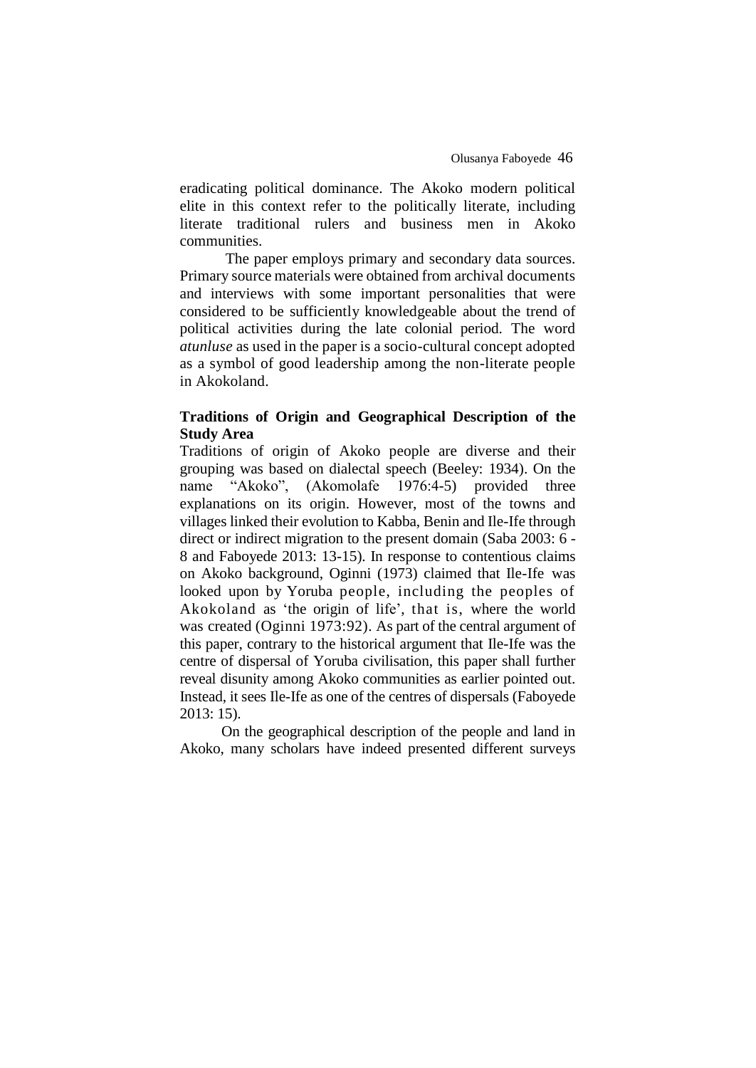eradicating political dominance. The Akoko modern political elite in this context refer to the politically literate, including literate traditional rulers and business men in Akoko communities.

The paper employs primary and secondary data sources. Primary source materials were obtained from archival documents and interviews with some important personalities that were considered to be sufficiently knowledgeable about the trend of political activities during the late colonial period. The word *atunluse* as used in the paper is a socio-cultural concept adopted as a symbol of good leadership among the non-literate people in Akokoland.

## Traditions of Origin and Geographical Description of the Study Area

Traditions of origin of Akoko people are diverse and their grouping was based on dialectal speech (Beeley: 1934). On the name "Akoko", (Akomolafe 1976:4-5) provided three explanations on its origin. However, most of the towns and villages linked their evolution to Kabba, Benin and Ile-Ife through direct or indirect migration to the present domain (Saba 2003: 6 - 8 and Faboyede 2013: 13-15). In response to contentious claims on Akoko background, Oginni (1973) claimed that Ile-Ife was looked upon by Yoruba people, including the peoples of Akokoland as 'the origin of life', that is, where the world was created (Oginni 1973:92). As part of the central argument of this paper, contrary to the historical argument that Ile-Ife was the centre of dispersal of Yoruba civilisation, this paper shall further reveal disunity among Akoko communities as earlier pointed out. Instead, it sees Ile-Ife as one of the centres of dispersals (Faboyede 2013: 15).

On the geographical description of the people and land in Akoko, many scholars have indeed presented different surveys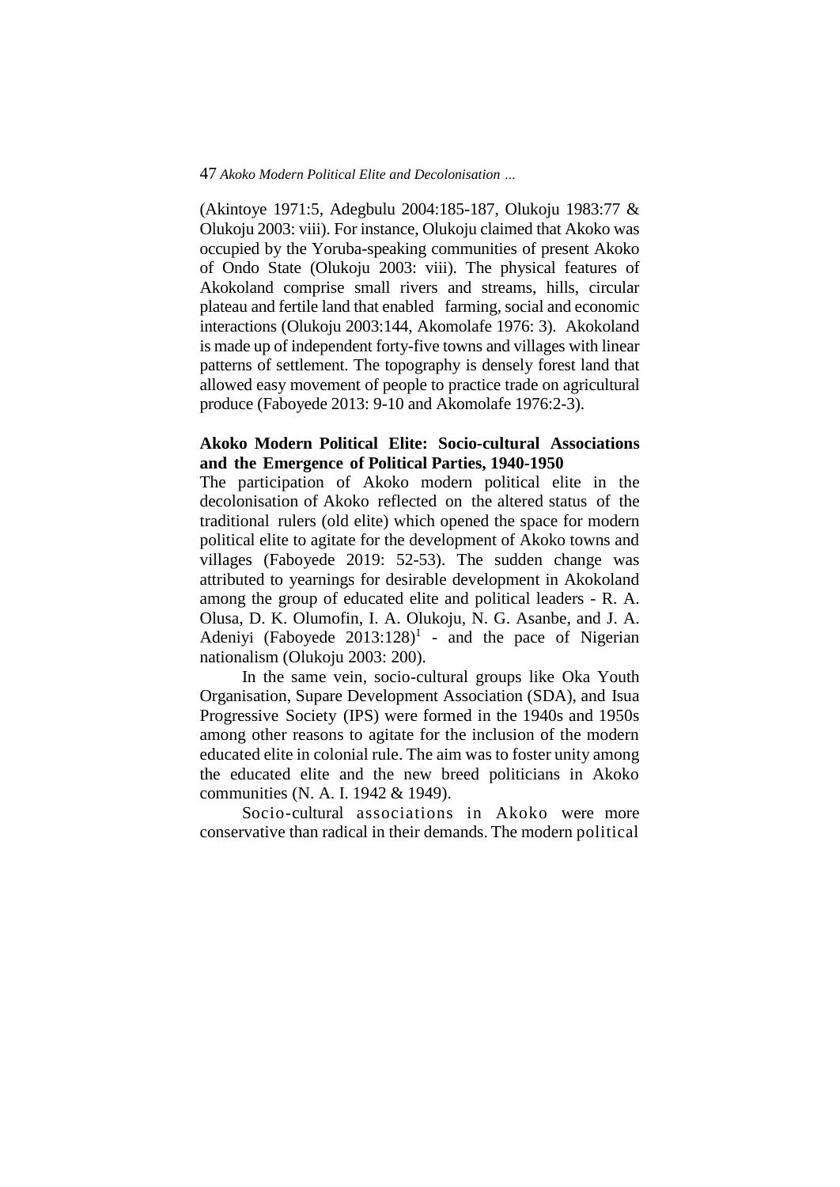(Akintoye 1971:5, Adegbulu 2004:185-187, Olukoju 1983:77 & Olukoju 2003: viii). For instance, Olukoju claimed that Akoko was occupied by the Yoruba-speaking communities of present Akoko of Ondo State (Olukoju 2003: viii). The physical features of Akokoland comprise small rivers and streams, hills, circular plateau and fertile land that enabled farming, social and economic interactions (Olukoju 2003:144, Akomolafe 1976: 3). Akokoland is made up of independent forty-five towns and villages with linear patterns of settlement. The topography is densely forest land that allowed easy movement of people to practice trade on agricultural produce (Faboyede 2013: 9-10 and Akomolafe 1976:2-3).

## Akoko Modern Political Elite: Socio-cultural Associations and the Emergence of Political Parties, 1940-1950

The participation of Akoko modern political elite in the decolonisation of Akoko reflected on the altered status of the traditional rulers (old elite) which opened the space for modern political elite to agitate for the development of Akoko towns and villages (Faboyede 2019: 52-53). The sudden change was attributed to yearnings for desirable development in Akokoland among the group of educated elite and political leaders - R. A. Olusa, D. K. Olumofin, I. A. Olukoju, N. G. Asanbe, and J. A. Adeniyi (Faboyede 2013:128)[1] - and the pace of Nigerian nationalism (Olukoju 2003: 200).

In the same vein, socio-cultural groups like Oka Youth Organisation, Supare Development Association (SDA), and Isua Progressive Society (IPS) were formed in the 1940s and 1950s among other reasons to agitate for the inclusion of the modern educated elite in colonial rule. The aim was to foster unity among the educated elite and the new breed politicians in Akoko communities (N. A. I. 1942 & 1949).

Socio-cultural associations in Akoko were more conservative than radical in their demands. The modern political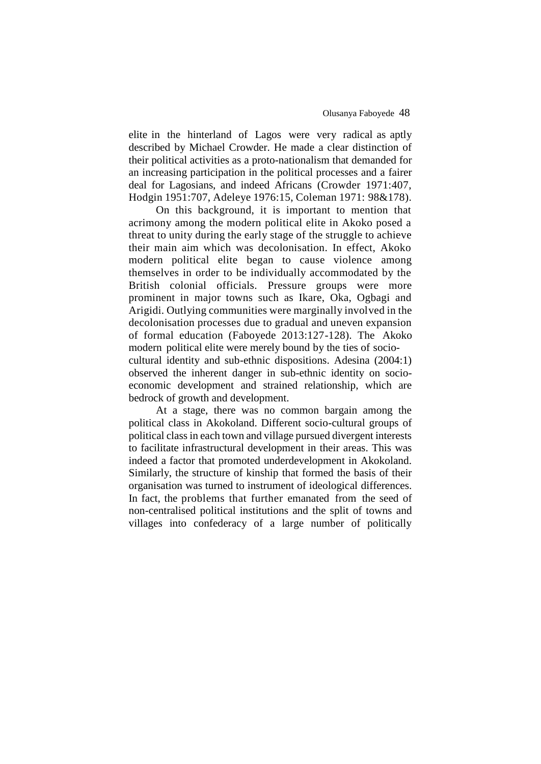elite in the hinterland of Lagos were very radical as aptly described by Michael Crowder. He made a clear distinction of their political activities as a proto-nationalism that demanded for an increasing participation in the political processes and a fairer deal for Lagosians, and indeed Africans (Crowder 1971:407, Hodgin 1951:707, Adeleye 1976:15, Coleman 1971: 98&178).

On this background, it is important to mention that acrimony among the modern political elite in Akoko posed a threat to unity during the early stage of the struggle to achieve their main aim which was decolonisation. In effect, Akoko modern political elite began to cause violence among themselves in order to be individually accommodated by the British colonial officials. Pressure groups were more prominent in major towns such as Ikare, Oka, Ogbagi and Arigidi. Outlying communities were marginally involved in the decolonisation processes due to gradual and uneven expansion of formal education (Faboyede 2013:127-128). The Akoko modern political elite were merely bound by the ties of socio-cultural identity and sub-ethnic dispositions. Adesina (2004:1) observed the inherent danger in sub-ethnic identity on socio-economic development and strained relationship, which are bedrock of growth and development.

At a stage, there was no common bargain among the political class in Akokoland. Different socio-cultural groups of political class in each town and village pursued divergent interests to facilitate infrastructural development in their areas. This was indeed a factor that promoted underdevelopment in Akokoland. Similarly, the structure of kinship that formed the basis of their organisation was turned to instrument of ideological differences. In fact, the problems that further emanated from the seed of non-centralised political institutions and the split of towns and villages into confederacy of a large number of politically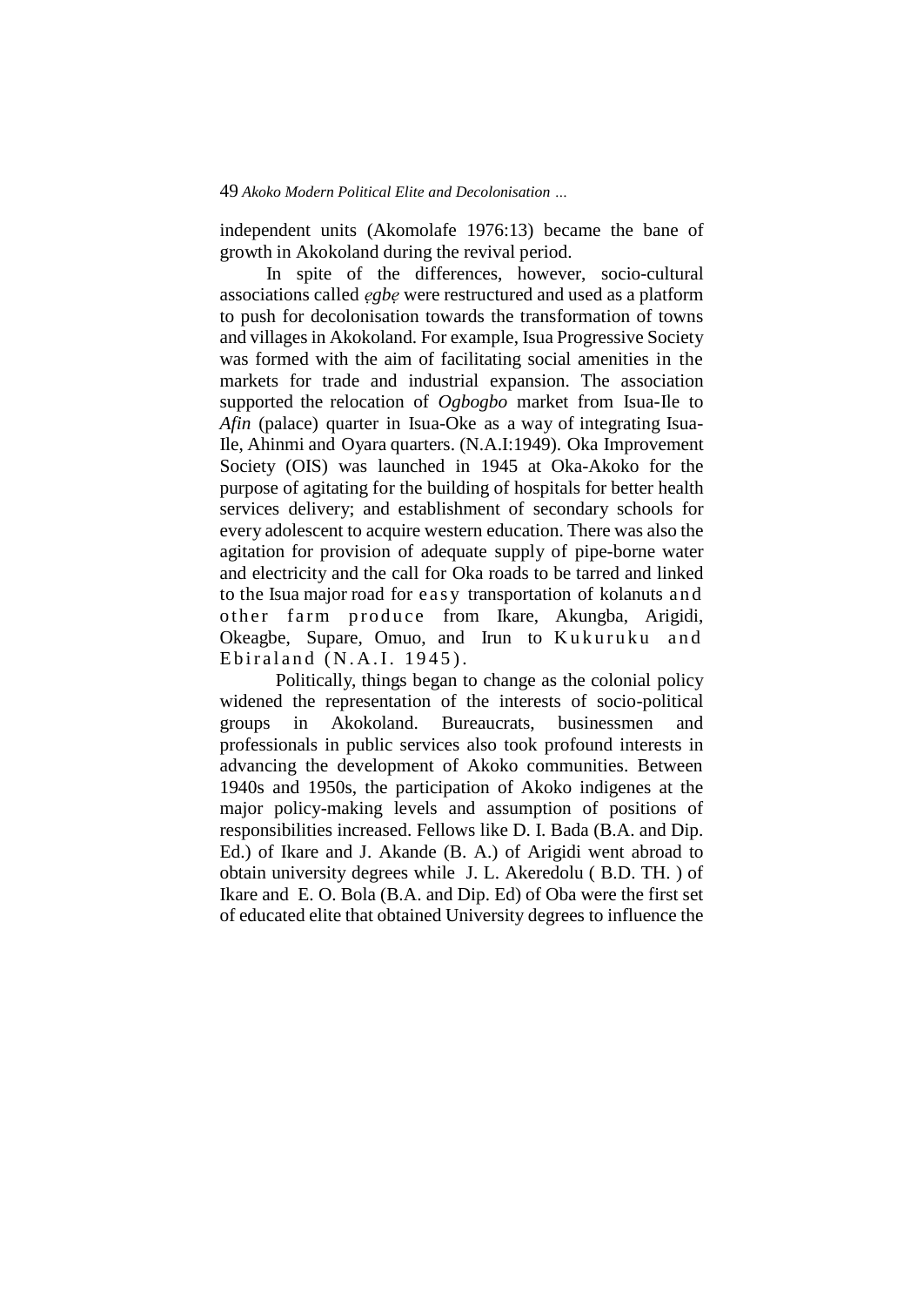independent units (Akomolafe 1976:13) became the bane of growth in Akokoland during the revival period.

In spite of the differences, however, socio-cultural associations called *ẹgbẹ* were restructured and used as a platform to push for decolonisation towards the transformation of towns and villages in Akokoland. For example, Isua Progressive Society was formed with the aim of facilitating social amenities in the markets for trade and industrial expansion. The association supported the relocation of *Ogbogbo* market from Isua-Ile to *Afin* (palace) quarter in Isua-Oke as a way of integrating Isua-Ile, Ahinmi and Oyara quarters. (N.A.I:1949). Oka Improvement Society (OIS) was launched in 1945 at Oka-Akoko for the purpose of agitating for the building of hospitals for better health services delivery; and establishment of secondary schools for every adolescent to acquire western education. There was also the agitation for provision of adequate supply of pipe-borne water and electricity and the call for Oka roads to be tarred and linked to the Isua major road for easy transportation of kolanuts and other farm produce from Ikare, Akungba, Arigidi, Okeagbe, Supare, Omuo, and Irun to Kukuruku and Ebiraland (N.A.I. 1945).

Politically, things began to change as the colonial policy widened the representation of the interests of socio-political groups in Akokoland. Bureaucrats, businessmen and professionals in public services also took profound interests in advancing the development of Akoko communities. Between 1940s and 1950s, the participation of Akoko indigenes at the major policy-making levels and assumption of positions of responsibilities increased. Fellows like D. I. Bada (B.A. and Dip. Ed.) of Ikare and J. Akande (B. A.) of Arigidi went abroad to obtain university degrees while J. L. Akeredolu ( B.D. TH. ) of Ikare and E. O. Bola (B.A. and Dip. Ed) of Oba were the first set of educated elite that obtained University degrees to influence the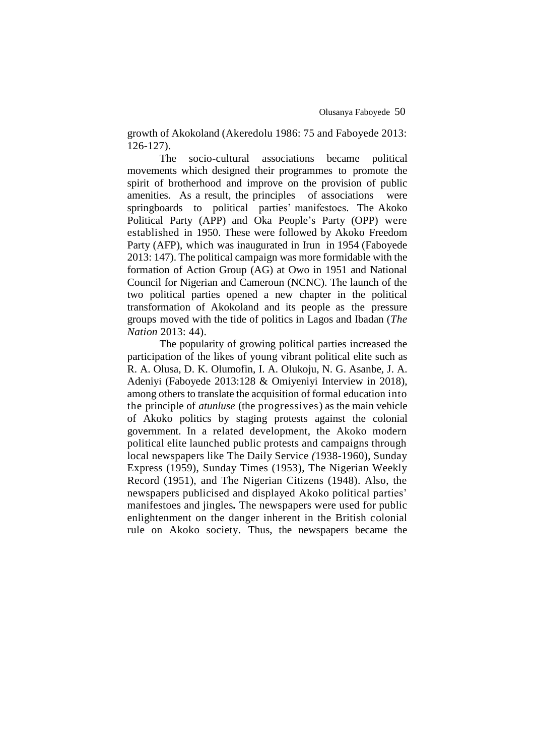growth of Akokoland (Akeredolu 1986: 75 and Faboyede 2013: 126-127).

The socio-cultural associations became political movements which designed their programmes to promote the spirit of brotherhood and improve on the provision of public amenities. As a result, the principles of associations were springboards to political parties' manifestoes. The Akoko Political Party (APP) and Oka People's Party (OPP) were established in 1950. These were followed by Akoko Freedom Party (AFP), which was inaugurated in Irun in 1954 (Faboyede 2013: 147). The political campaign was more formidable with the formation of Action Group (AG) at Owo in 1951 and National Council for Nigerian and Cameroun (NCNC). The launch of the two political parties opened a new chapter in the political transformation of Akokoland and its people as the pressure groups moved with the tide of politics in Lagos and Ibadan (*The Nation* 2013: 44).

The popularity of growing political parties increased the participation of the likes of young vibrant political elite such as R. A. Olusa, D. K. Olumofin, I. A. Olukoju, N. G. Asanbe, J. A. Adeniyi (Faboyede 2013:128 & Omiyeniyi Interview in 2018), among others to translate the acquisition of formal education into the principle of *atunluse* (the progressives) as the main vehicle of Akoko politics by staging protests against the colonial government. In a related development, the Akoko modern political elite launched public protests and campaigns through local newspapers like The Daily Service (1938-1960), Sunday Express (1959), Sunday Times (1953), The Nigerian Weekly Record (1951), and The Nigerian Citizens (1948). Also, the newspapers publicised and displayed Akoko political parties' manifestoes and jingles**.** The newspapers were used for public enlightenment on the danger inherent in the British colonial rule on Akoko society. Thus, the newspapers became the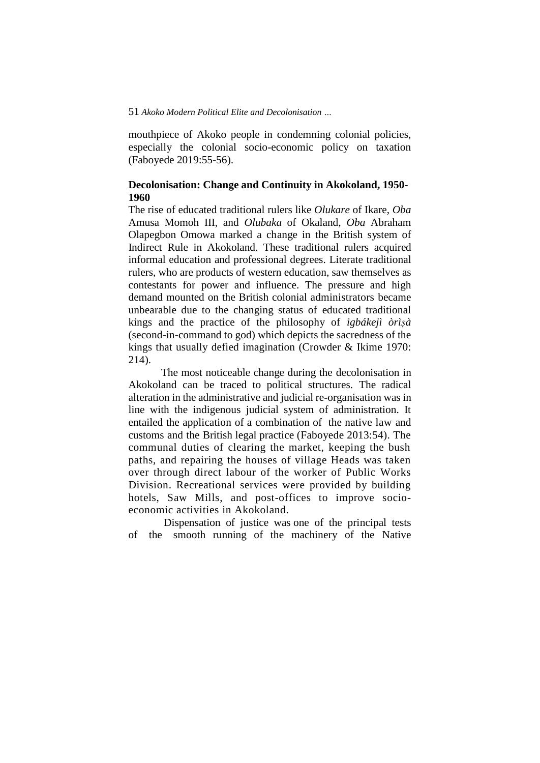mouthpiece of Akoko people in condemning colonial policies, especially the colonial socio-economic policy on taxation (Faboyede 2019:55-56).

**Decolonisation: Change and Continuity in Akokoland, 1950-1960**

The rise of educated traditional rulers like *Olukare* of Ikare, *Oba* Amusa Momoh III, and *Olubaka* of Okaland, *Oba* Abraham Olapegbon Omowa marked a change in the British system of Indirect Rule in Akokoland. These traditional rulers acquired informal education and professional degrees. Literate traditional rulers, who are products of western education, saw themselves as contestants for power and influence. The pressure and high demand mounted on the British colonial administrators became unbearable due to the changing status of educated traditional kings and the practice of the philosophy of *igbákejì òrìṣà* (second-in-command to god) which depicts the sacredness of the kings that usually defied imagination (Crowder & Ikime 1970: 214).

The most noticeable change during the decolonisation in Akokoland can be traced to political structures. The radical alteration in the administrative and judicial re-organisation was in line with the indigenous judicial system of administration. It entailed the application of a combination of the native law and customs and the British legal practice (Faboyede 2013:54). The communal duties of clearing the market, keeping the bush paths, and repairing the houses of village Heads was taken over through direct labour of the worker of Public Works Division. Recreational services were provided by building hotels, Saw Mills, and post-offices to improve socio-economic activities in Akokoland.

Dispensation of justice was one of the principal tests of the smooth running of the machinery of the Native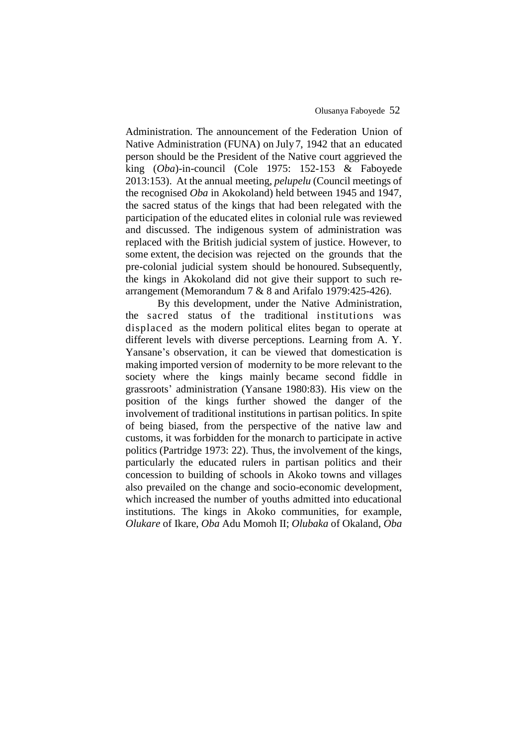Administration. The announcement of the Federation Union of Native Administration (FUNA) on July 7, 1942 that an educated person should be the President of the Native court aggrieved the king (*Oba*)-in-council (Cole 1975: 152-153 & Faboyede 2013:153). At the annual meeting, *pelupelu* (Council meetings of the recognised *Oba* in Akokoland) held between 1945 and 1947, the sacred status of the kings that had been relegated with the participation of the educated elites in colonial rule was reviewed and discussed. The indigenous system of administration was replaced with the British judicial system of justice. However, to some extent, the decision was rejected on the grounds that the pre-colonial judicial system should be honoured. Subsequently, the kings in Akokoland did not give their support to such re-arrangement (Memorandum 7 & 8 and Arifalo 1979:425-426).

By this development, under the Native Administration, the sacred status of the traditional institutions was displaced as the modern political elites began to operate at different levels with diverse perceptions. Learning from A. Y. Yansane's observation, it can be viewed that domestication is making imported version of modernity to be more relevant to the society where the kings mainly became second fiddle in grassroots' administration (Yansane 1980:83). His view on the position of the kings further showed the danger of the involvement of traditional institutions in partisan politics. In spite of being biased, from the perspective of the native law and customs, it was forbidden for the monarch to participate in active politics (Partridge 1973: 22). Thus, the involvement of the kings, particularly the educated rulers in partisan politics and their concession to building of schools in Akoko towns and villages also prevailed on the change and socio-economic development, which increased the number of youths admitted into educational institutions. The kings in Akoko communities, for example, *Olukare* of Ikare, *Oba* Adu Momoh II; *Olubaka* of Okaland, *Oba*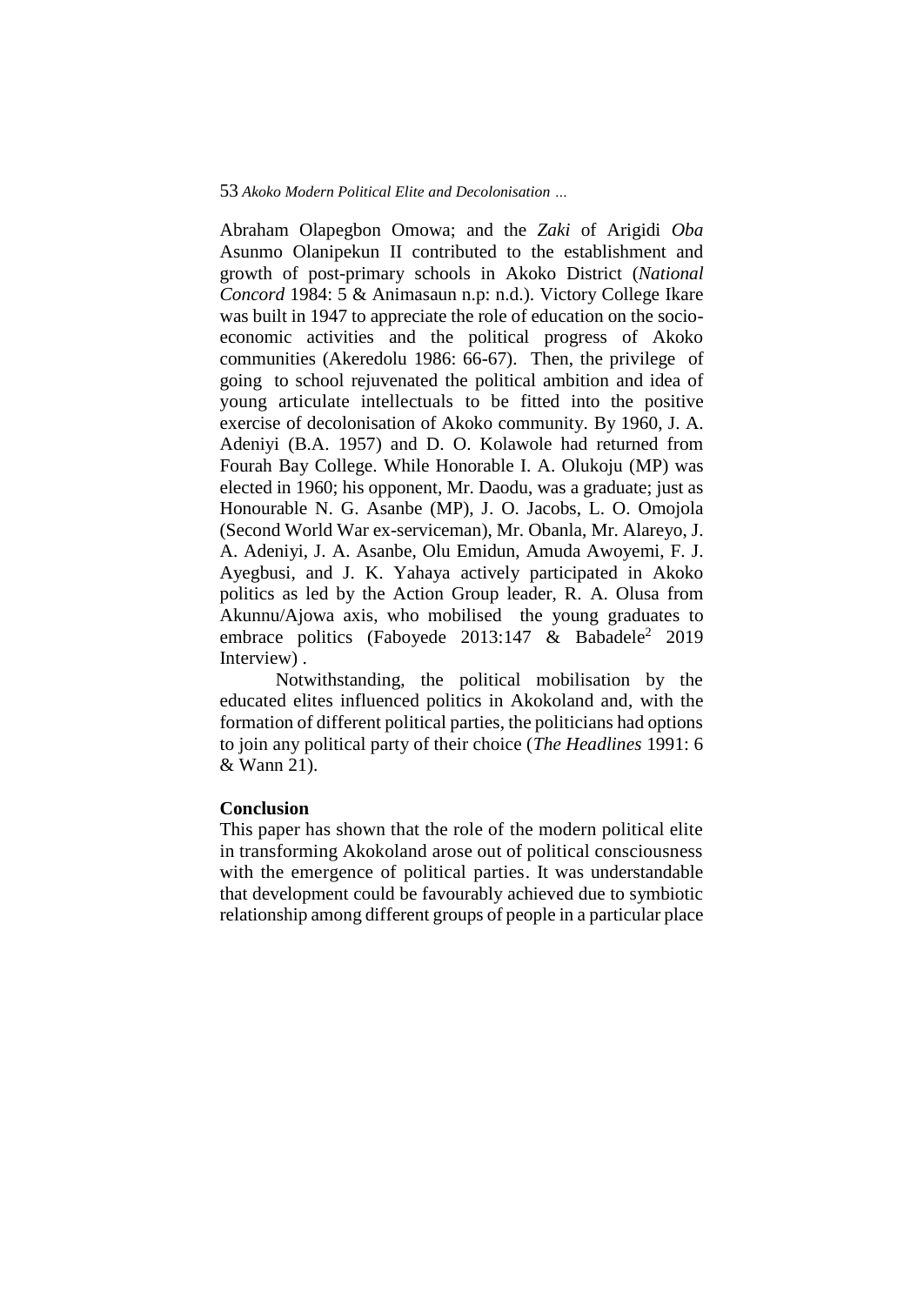Abraham Olapegbon Omowa; and the *Zaki* of Arigidi *Oba* Asunmo Olanipekun II contributed to the establishment and growth of post-primary schools in Akoko District (*National Concord* 1984: 5 & Animasaun n.p: n.d.). Victory College Ikare was built in 1947 to appreciate the role of education on the socio-economic activities and the political progress of Akoko communities (Akeredolu 1986: 66-67). Then, the privilege of going to school rejuvenated the political ambition and idea of young articulate intellectuals to be fitted into the positive exercise of decolonisation of Akoko community. By 1960, J. A. Adeniyi (B.A. 1957) and D. O. Kolawole had returned from Fourah Bay College. While Honorable I. A. Olukoju (MP) was elected in 1960; his opponent, Mr. Daodu, was a graduate; just as Honourable N. G. Asanbe (MP), J. O. Jacobs, L. O. Omojola (Second World War ex-serviceman), Mr. Obanla, Mr. Alareyo, J. A. Adeniyi, J. A. Asanbe, Olu Emidun, Amuda Awoyemi, F. J. Ayegbusi, and J. K. Yahaya actively participated in Akoko politics as led by the Action Group leader, R. A. Olusa from Akunnu/Ajowa axis, who mobilised the young graduates to embrace politics (Faboyede 2013:147 & Babadele[2] 2019 Interview) .

Notwithstanding, the political mobilisation by the educated elites influenced politics in Akokoland and, with the formation of different political parties, the politicians had options to join any political party of their choice (*The Headlines* 1991: 6 & Wann 21).

**Conclusion**

This paper has shown that the role of the modern political elite in transforming Akokoland arose out of political consciousness with the emergence of political parties. It was understandable that development could be favourably achieved due to symbiotic relationship among different groups of people in a particular place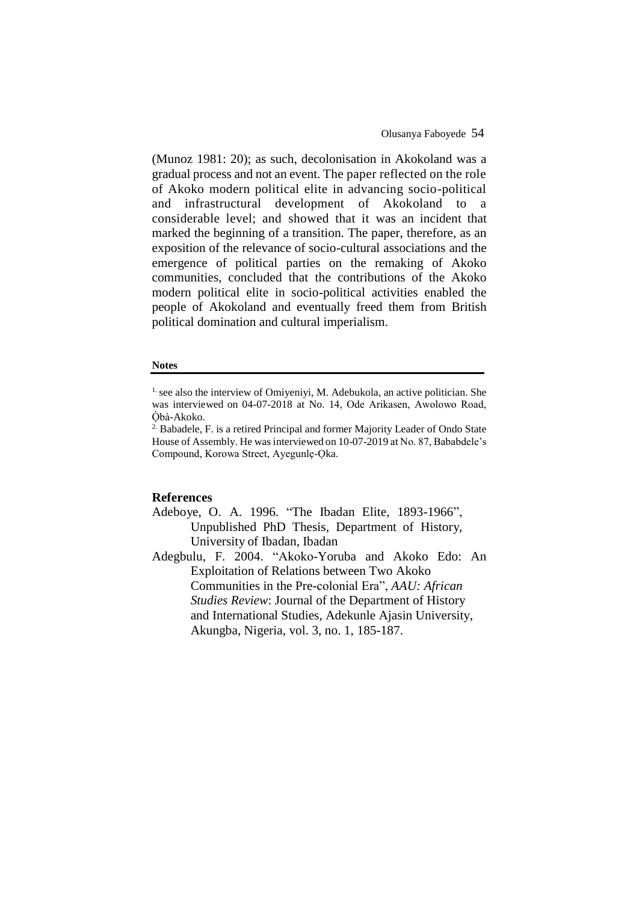(Munoz 1981: 20); as such, decolonisation in Akokoland was a gradual process and not an event. The paper reflected on the role of Akoko modern political elite in advancing socio-political and infrastructural development of Akokoland to a considerable level; and showed that it was an incident that marked the beginning of a transition. The paper, therefore, as an exposition of the relevance of socio-cultural associations and the emergence of political parties on the remaking of Akoko communities, concluded that the contributions of the Akoko modern political elite in socio-political activities enabled the people of Akokoland and eventually freed them from British political domination and cultural imperialism.

**Notes**

1. see also the interview of Omiyeniyi, M. Adebukola, an active politician. She was interviewed on 04-07-2018 at No. 14, Ode Arikasen, Awolowo Road, Ọ̀bà-Akoko.

2. Babadele, F. is a retired Principal and former Majority Leader of Ondo State House of Assembly. He was interviewed on 10-07-2019 at No. 87, Bababdele's Compound, Korowa Street, Ayegunlẹ-Ọka.

## References

Adeboye, O. A. 1996. "The Ibadan Elite, 1893-1966", Unpublished PhD Thesis, Department of History, University of Ibadan, Ibadan

Adegbulu, F. 2004. "Akoko-Yoruba and Akoko Edo: An Exploitation of Relations between Two Akoko Communities in the Pre-colonial Era", *AAU: African Studies Review*: Journal of the Department of History and International Studies, Adekunle Ajasin University, Akungba, Nigeria, vol. 3, no. 1, 185-187.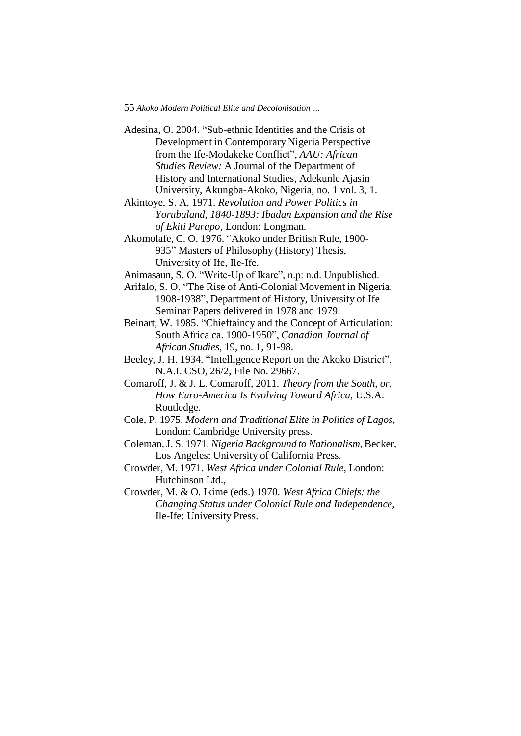Adesina, O. 2004. "Sub-ethnic Identities and the Crisis of Development in Contemporary Nigeria Perspective from the Ife-Modakeke Conflict", *AAU: African Studies Review:* A Journal of the Department of History and International Studies, Adekunle Ajasin University, Akungba-Akoko, Nigeria, no. 1 vol. 3, 1.

Akintoye, S. A. 1971. *Revolution and Power Politics in Yorubaland, 1840-1893: Ibadan Expansion and the Rise of Ekiti Parapo,* London: Longman.

Akomolafe, C. O. 1976. "Akoko under British Rule, 1900-935" Masters of Philosophy (History) Thesis, University of Ife, Ile-Ife.

Animasaun, S. O. "Write-Up of Ikare", n.p: n.d. Unpublished.

Arifalo, S. O. "The Rise of Anti-Colonial Movement in Nigeria, 1908-1938", Department of History, University of Ife Seminar Papers delivered in 1978 and 1979.

Beinart, W. 1985. "Chieftaincy and the Concept of Articulation: South Africa ca. 1900-1950", *Canadian Journal of African Studies,* 19, no. 1, 91-98.

Beeley, J. H. 1934. "Intelligence Report on the Akoko District", N.A.I. CSO, 26/2, File No. 29667.

Comaroff, J. & J. L. Comaroff, 2011. *Theory from the South, or, How Euro-America Is Evolving Toward Africa,* U.S.A: Routledge.

Cole, P. 1975. *Modern and Traditional Elite in Politics of Lagos,* London: Cambridge University press.

Coleman, J. S. 1971. *Nigeria Background to Nationalism,* Becker, Los Angeles: University of California Press.

Crowder, M. 1971. *West Africa under Colonial Rule,* London: Hutchinson Ltd.,

Crowder, M. & O. Ikime (eds.) 1970. *West Africa Chiefs: the Changing Status under Colonial Rule and Independence,* Ile-Ife: University Press.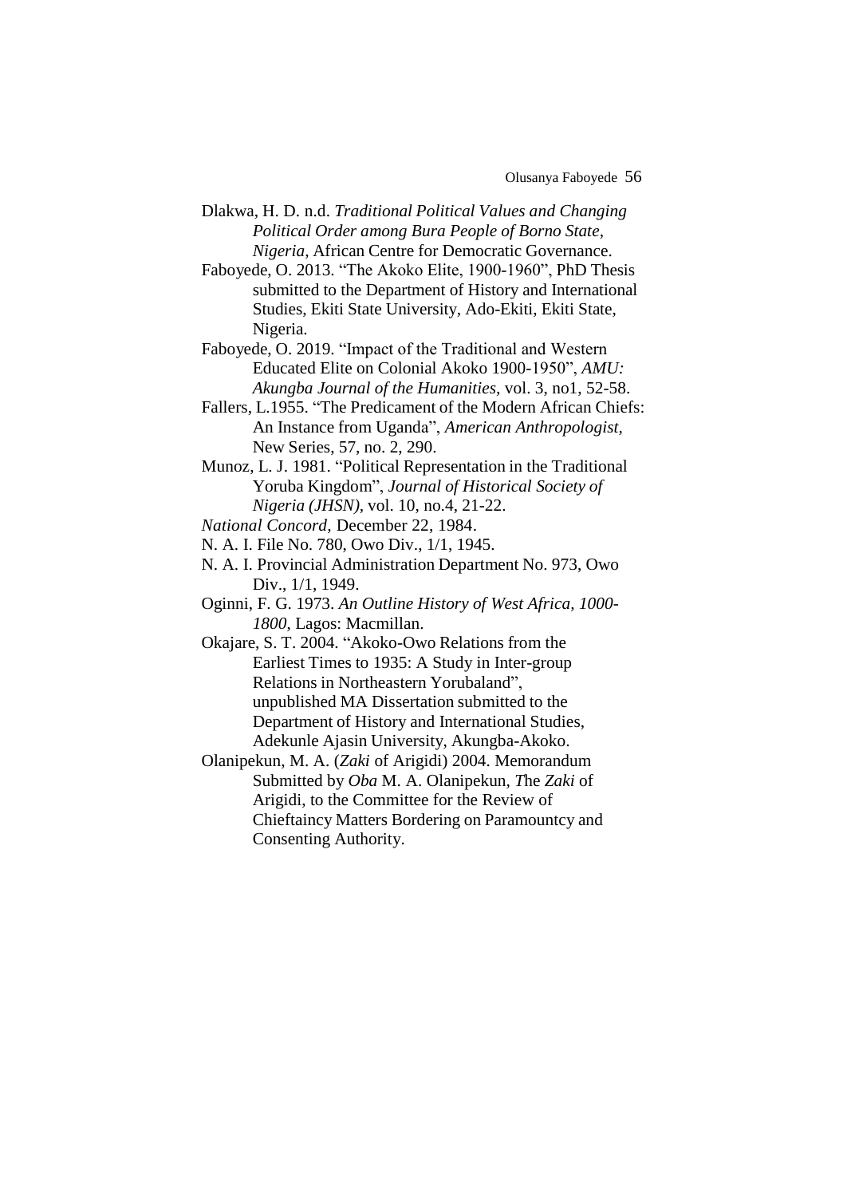Dlakwa, H. D. n.d. *Traditional Political Values and Changing Political Order among Bura People of Borno State, Nigeria*, African Centre for Democratic Governance.

Faboyede, O. 2013. "The Akoko Elite, 1900-1960", PhD Thesis submitted to the Department of History and International Studies, Ekiti State University, Ado-Ekiti, Ekiti State, Nigeria.

Faboyede, O. 2019. "Impact of the Traditional and Western Educated Elite on Colonial Akoko 1900-1950", *AMU: Akungba Journal of the Humanities,* vol. 3, no1, 52-58.

Fallers, L.1955. "The Predicament of the Modern African Chiefs: An Instance from Uganda", *American Anthropologist,* New Series, 57, no. 2, 290.

Munoz, L. J. 1981. "Political Representation in the Traditional Yoruba Kingdom", *Journal of Historical Society of Nigeria (JHSN)*, vol. 10, no.4, 21-22.

*National Concord,* December 22, 1984.

N. A. I. File No. 780, Owo Div., 1/1, 1945.

N. A. I. Provincial Administration Department No. 973, Owo Div., 1/1, 1949.

Oginni, F. G. 1973. *An Outline History of West Africa, 1000-1800*, Lagos: Macmillan.

Okajare, S. T. 2004. "Akoko-Owo Relations from the Earliest Times to 1935: A Study in Inter-group Relations in Northeastern Yorubaland", unpublished MA Dissertation submitted to the Department of History and International Studies, Adekunle Ajasin University, Akungba-Akoko.

Olanipekun, M. A. (*Zaki* of Arigidi) 2004. Memorandum Submitted by *Oba* M. A. Olanipekun, *T*he *Zaki* of Arigidi, to the Committee for the Review of Chieftaincy Matters Bordering on Paramountcy and Consenting Authority.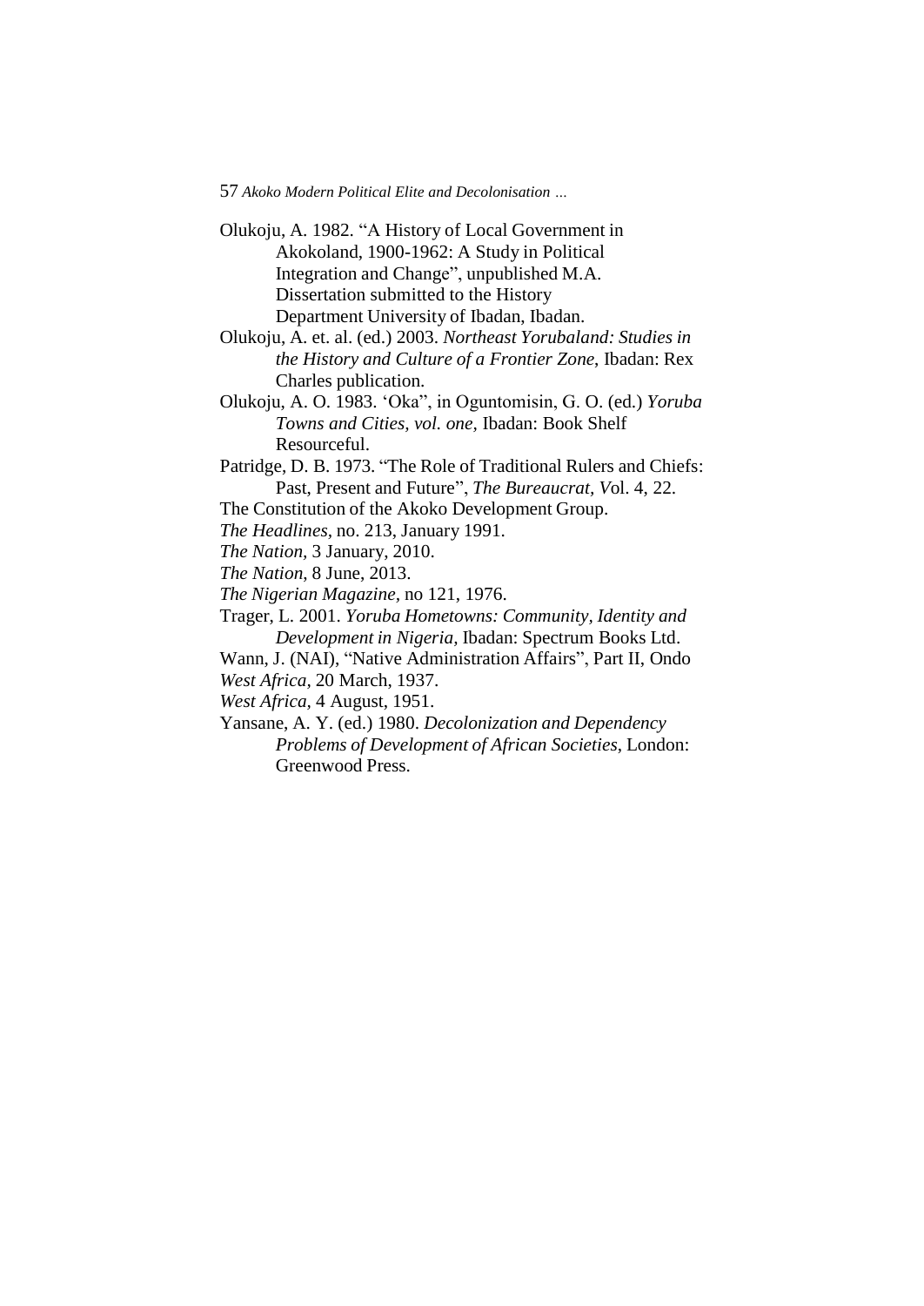Olukoju, A. 1982. "A History of Local Government in Akokoland, 1900-1962: A Study in Political Integration and Change", unpublished M.A. Dissertation submitted to the History Department University of Ibadan, Ibadan.

Olukoju, A. et. al. (ed.) 2003. *Northeast Yorubaland: Studies in the History and Culture of a Frontier Zone*, Ibadan: Rex Charles publication.

Olukoju, A. O. 1983. 'Oka", in Oguntomisin, G. O. (ed.) *Yoruba Towns and Cities, vol. one*, Ibadan: Book Shelf Resourceful.

Patridge, D. B. 1973. "The Role of Traditional Rulers and Chiefs: Past, Present and Future", *The Bureaucrat, V*ol. 4, 22.

The Constitution of the Akoko Development Group.

*The Headlines*, no. 213, January 1991.

*The Nation*, 3 January, 2010.

*The Nation*, 8 June, 2013.

*The Nigerian Magazine*, no 121, 1976.

Trager, L. 2001. *Yoruba Hometowns: Community, Identity and Development in Nigeria*, Ibadan: Spectrum Books Ltd.

Wann, J. (NAI), "Native Administration Affairs", Part II, Ondo

*West Africa*, 20 March, 1937.

*West Africa*, 4 August, 1951.

Yansane, A. Y. (ed.) 1980. *Decolonization and Dependency Problems of Development of African Societies*, London: Greenwood Press.